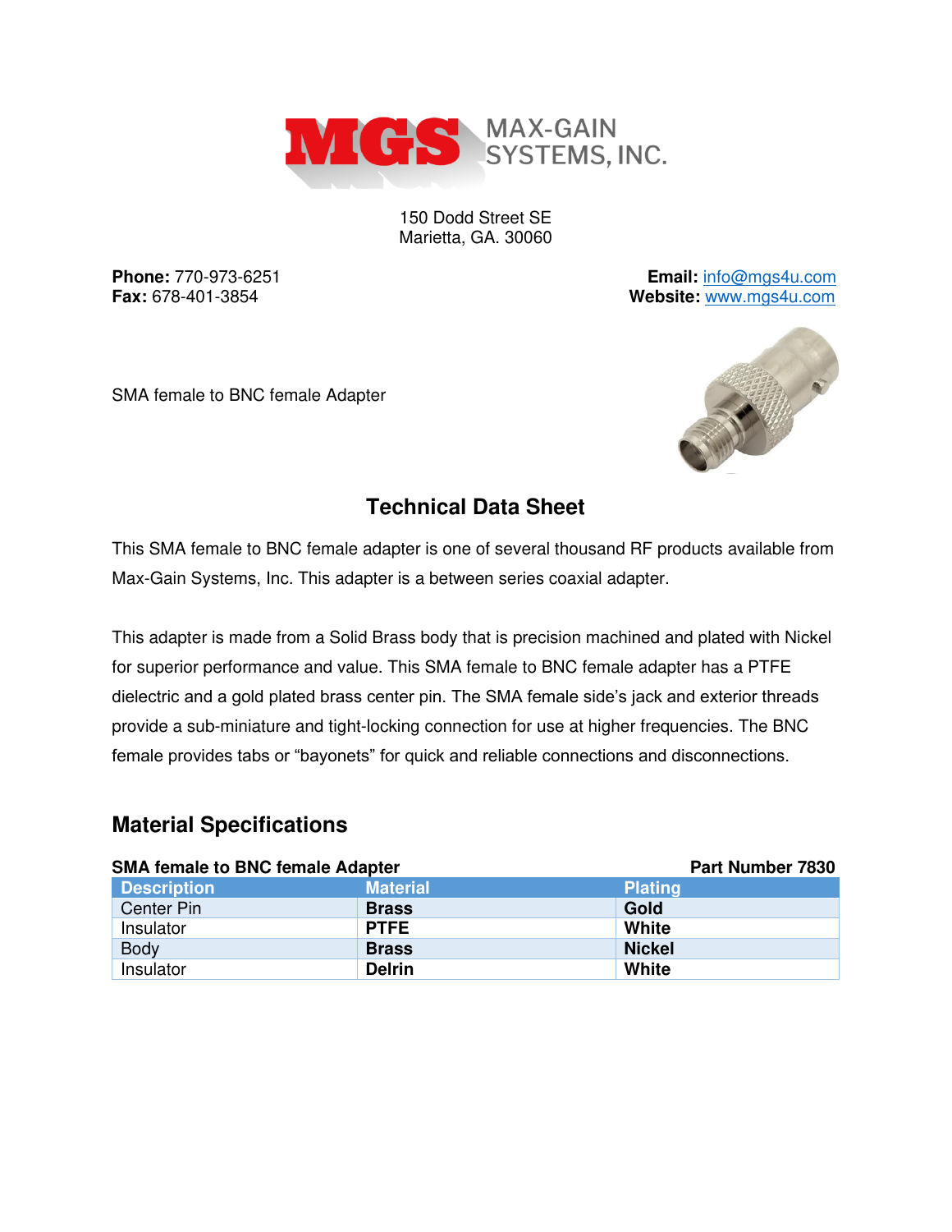MGS MAX-GAIN SYSTEMS, INC.

150 Dodd Street SE
Marietta, GA. 30060

**Phone:** 770-973-6251
**Fax:** 678-401-3854

**Email:** info@mgs4u.com
**Website:** www.mgs4u.com

SMA female to BNC female Adapter

## Technical Data Sheet

This SMA female to BNC female adapter is one of several thousand RF products available from Max-Gain Systems, Inc. This adapter is a between series coaxial adapter.

This adapter is made from a Solid Brass body that is precision machined and plated with Nickel for superior performance and value. This SMA female to BNC female adapter has a PTFE dielectric and a gold plated brass center pin. The SMA female side's jack and exterior threads provide a sub-miniature and tight-locking connection for use at higher frequencies. The BNC female provides tabs or "bayonets" for quick and reliable connections and disconnections.

## Material Specifications

**SMA female to BNC female Adapter** | **Part Number 7830**

| Description | Material | Plating |
|---|---|---|
| Center Pin | **Brass** | **Gold** |
| Insulator | **PTFE** | **White** |
| Body | **Brass** | **Nickel** |
| Insulator | **Delrin** | **White** |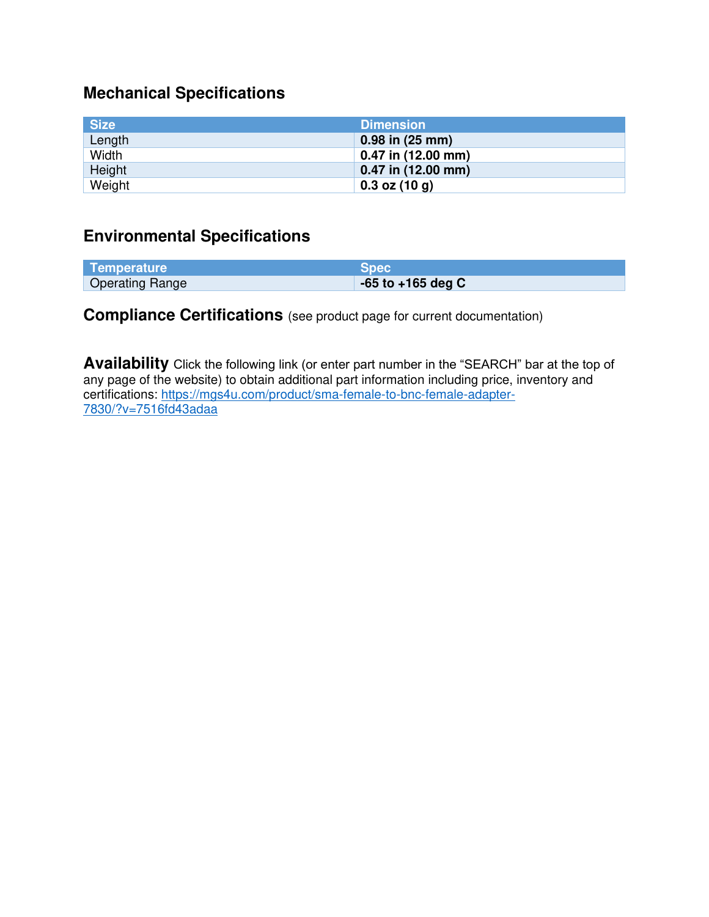## Mechanical Specifications

| Size | Dimension |
| --- | --- |
| Length | **0.98 in (25 mm)** |
| Width | **0.47 in (12.00 mm)** |
| Height | **0.47 in (12.00 mm)** |
| Weight | **0.3 oz (10 g)** |

## Environmental Specifications

| Temperature | Spec |
| --- | --- |
| Operating Range | **-65 to +165 deg C** |

## Compliance Certifications (see product page for current documentation)

**Availability** Click the following link (or enter part number in the "SEARCH" bar at the top of any page of the website) to obtain additional part information including price, inventory and certifications: [https://mgs4u.com/product/sma-female-to-bnc-female-adapter-7830/?v=7516fd43adaa](https://mgs4u.com/product/sma-female-to-bnc-female-adapter-7830/?v=7516fd43adaa)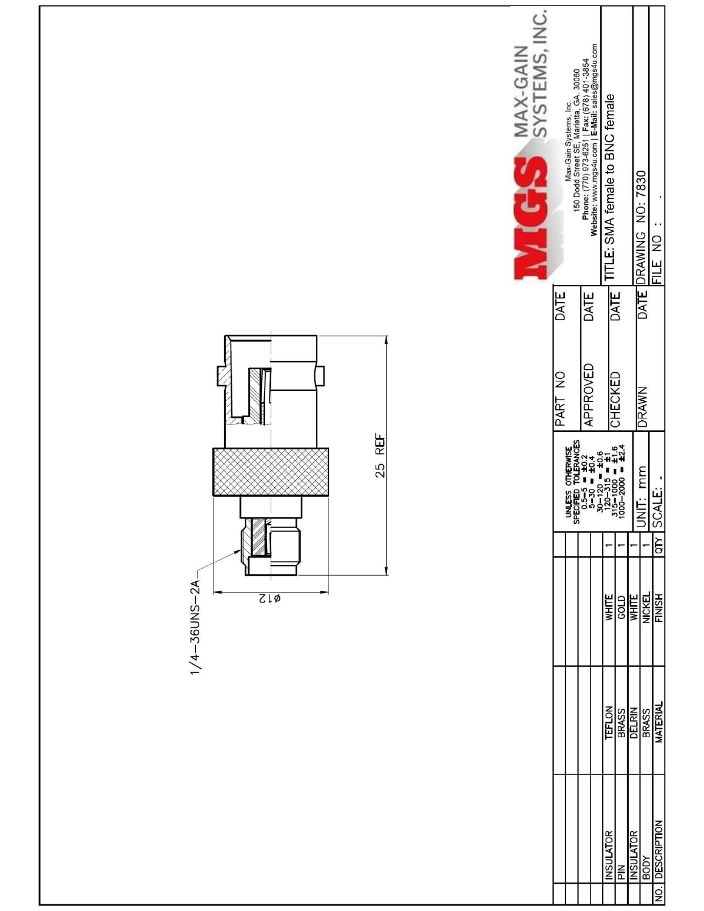1/4-36UNS-2A

ø12

25 REF

| NO. | DESCRIPTION | MATERIAL | FINISH | QTY |
| --- | --- | --- | --- | --- |
| | BODY | BRASS | NICKEL | 1 |
| | INSULATOR | DELRIN | WHITE | 1 |
| | PIN | BRASS | GOLD | 1 |
| | INSULATOR | TEFLON | WHITE | 1 |

UNLESS OTHERWISE SPECIFIED TOLERANCES
0.5–5 = ±0.2
5–30 = ±0.4
30–120 = ±0.6
120–315 = ±1
315–1000 = ±1.6
1000–2000 = ±2.4

UNIT: mm

SCALE: -

| | |
| --- | --- |
| PART NO | DATE |
| APPROVED | DATE |
| CHECKED | DATE |
| DRAWN | DATE |

**MGS** MAX-GAIN SYSTEMS, INC.

Max-Gain Systems, Inc.
150 Dodd Street SE, Marietta, GA 30060
**Phone:** (770) 973-6251 | **Fax:** (678) 401-3854
**Website:** www.mgs4u.com | **E-Mail:** sales@mgs4u.com

TITLE: SMA female to BNC female

DRAWING NO: 7830

FILE NO : .